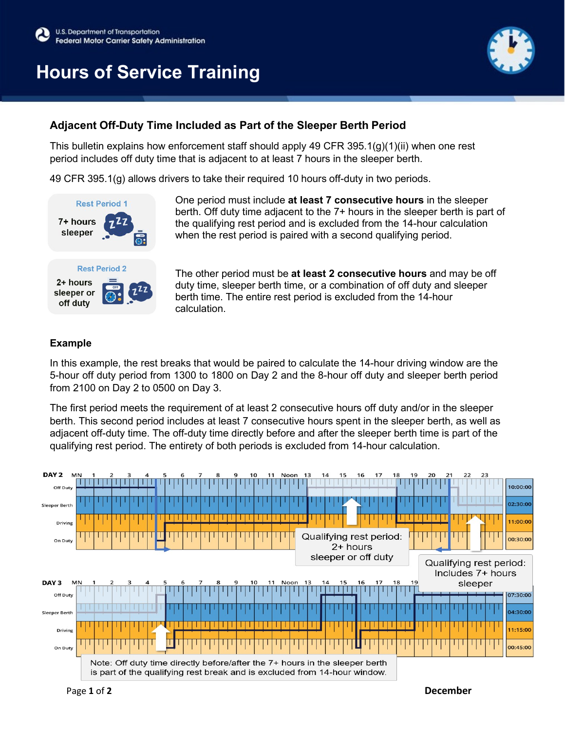# Hours of Service Training

## Adjacent Off-Duty Time Included as Part of the Sleeper Berth Period

This bulletin explains how enforcement staff should apply 49 CFR 395.1(g)(1)(ii) when one rest period includes off duty time that is adjacent to at least 7 hours in the sleeper berth.

49 CFR 395.1(g) allows drivers to take their required 10 hours off-duty in two periods.

**Rest Period 1** — 7+ hours sleeper

One period must include **at least 7 consecutive hours** in the sleeper berth. Off duty time adjacent to the 7+ hours in the sleeper berth is part of the qualifying rest period and is excluded from the 14-hour calculation when the rest period is paired with a second qualifying period.

**Rest Period 2** — 2+ hours sleeper or off duty

The other period must be **at least 2 consecutive hours** and may be off duty time, sleeper berth time, or a combination of off duty and sleeper berth time. The entire rest period is excluded from the 14-hour calculation.

### Example

In this example, the rest breaks that would be paired to calculate the 14-hour driving window are the 5-hour off duty period from 1300 to 1800 on Day 2 and the 8-hour off duty and sleeper berth period from 2100 on Day 2 to 0500 on Day 3.

The first period meets the requirement of at least 2 consecutive hours off duty and/or in the sleeper berth. This second period includes at least 7 consecutive hours spent in the sleeper berth, as well as adjacent off-duty time. The off-duty time directly before and after the sleeper berth time is part of the qualifying rest period. The entirety of both periods is excluded from 14-hour calculation.

**DAY 2**

| Status | Total |
|---|---|
| Off Duty | 10:00:00 |
| Sleeper Berth | 02:30:00 |
| Driving | 11:00:00 |
| On Duty | 00:30:00 |

Qualifying rest period: 2+ hours sleeper or off duty

Qualifying rest period: Includes 7+ hours sleeper

**DAY 3**

| Status | Total |
|---|---|
| Off Duty | 07:30:00 |
| Sleeper Berth | 04:30:00 |
| Driving | 11:15:00 |
| On Duty | 00:45:00 |

Note: Off duty time directly before/after the 7+ hours in the sleeper berth is part of the qualifying rest break and is excluded from 14-hour window.

December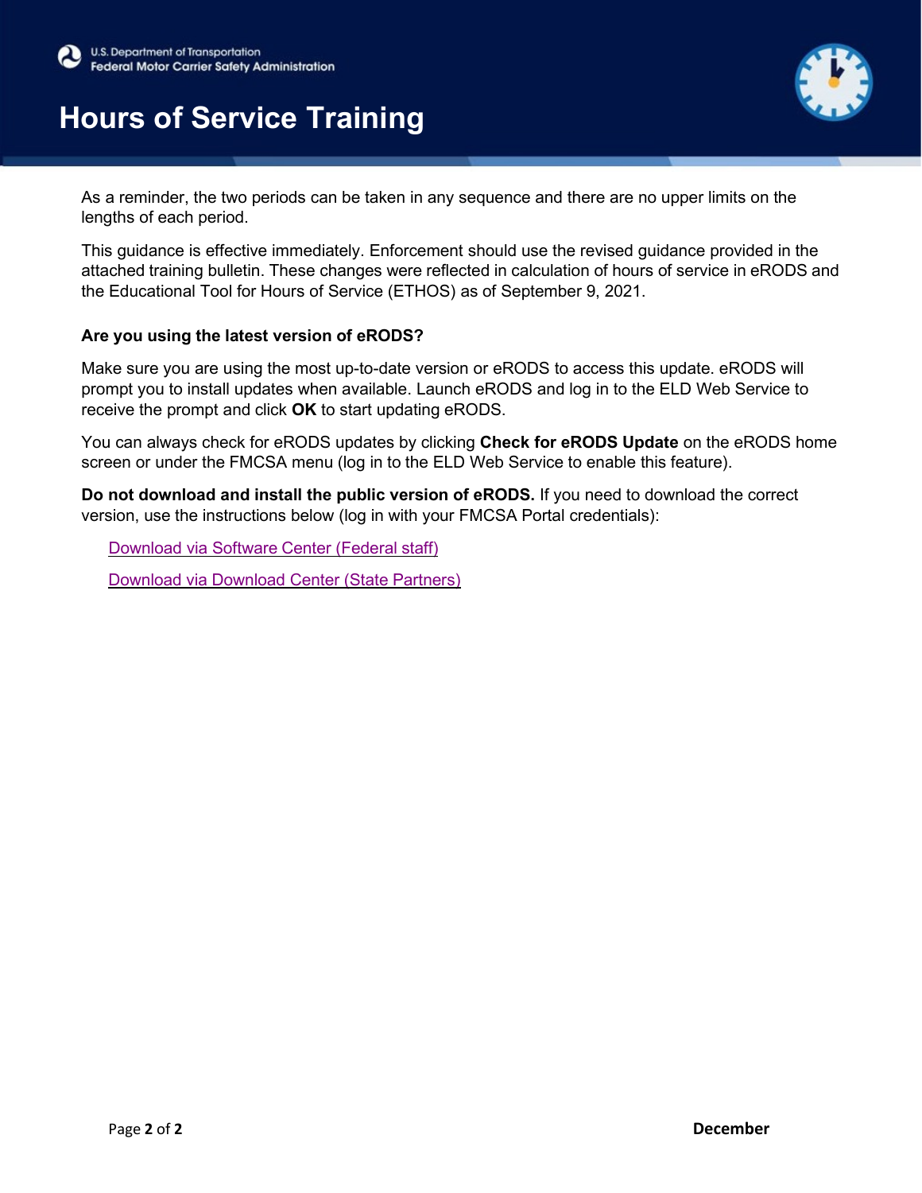As a reminder, the two periods can be taken in any sequence and there are no upper limits on the lengths of each period.

This guidance is effective immediately. Enforcement should use the revised guidance provided in the attached training bulletin. These changes were reflected in calculation of hours of service in eRODS and the Educational Tool for Hours of Service (ETHOS) as of September 9, 2021.

### Are you using the latest version of eRODS?

Make sure you are using the most up-to-date version or eRODS to access this update. eRODS will prompt you to install updates when available. Launch eRODS and log in to the ELD Web Service to receive the prompt and click **OK** to start updating eRODS.

You can always check for eRODS updates by clicking **Check for eRODS Update** on the eRODS home screen or under the FMCSA menu (log in to the ELD Web Service to enable this feature).

**Do not download and install the public version of eRODS.** If you need to download the correct version, use the instructions below (log in with your FMCSA Portal credentials):

Download via Software Center (Federal staff)

Download via Download Center (State Partners)